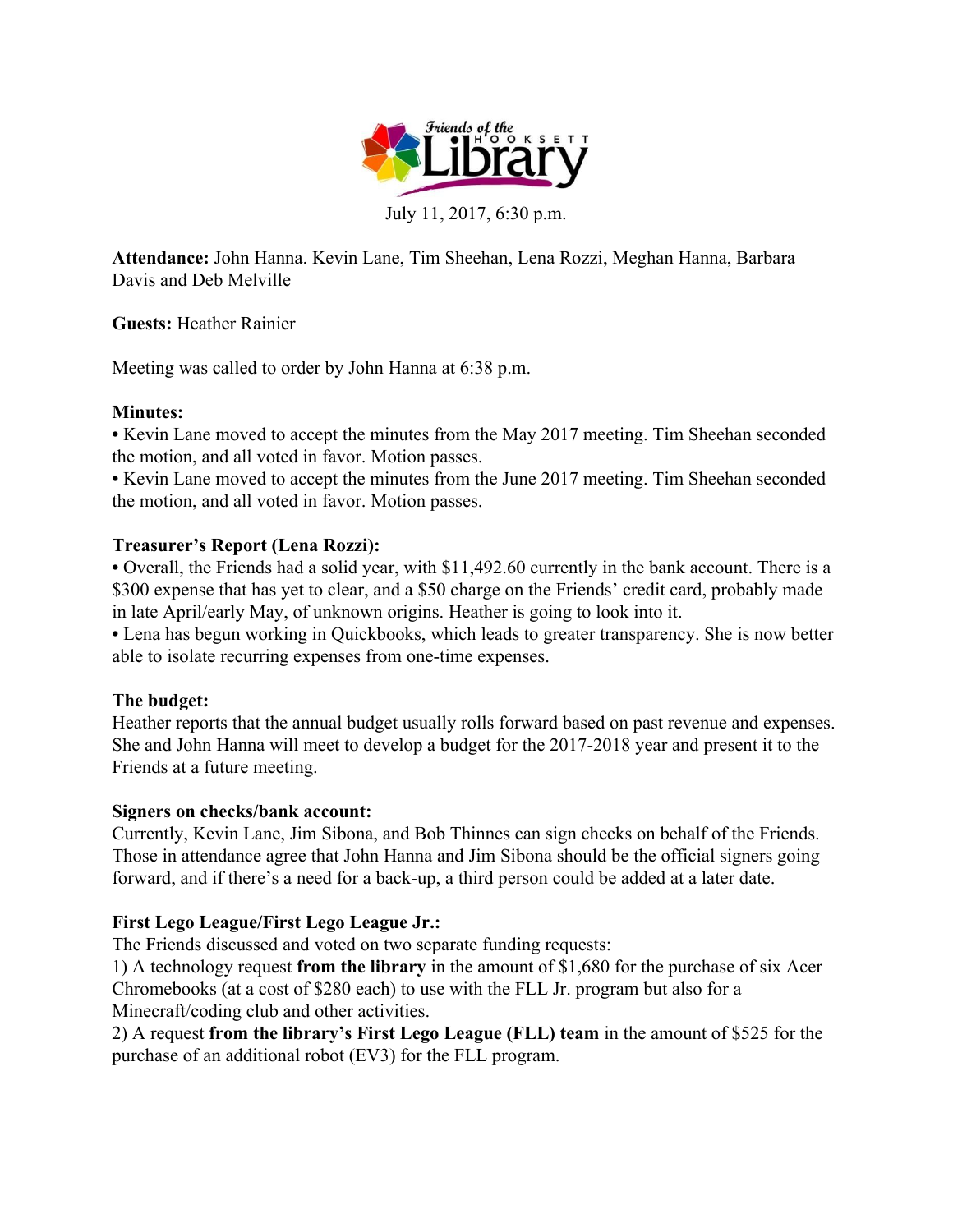Friends of the Hooksett Library

July 11, 2017, 6:30 p.m.

**Attendance:** John Hanna. Kevin Lane, Tim Sheehan, Lena Rozzi, Meghan Hanna, Barbara Davis and Deb Melville

**Guests:** Heather Rainier

Meeting was called to order by John Hanna at 6:38 p.m.

**Minutes:**

• Kevin Lane moved to accept the minutes from the May 2017 meeting. Tim Sheehan seconded the motion, and all voted in favor. Motion passes.

• Kevin Lane moved to accept the minutes from the June 2017 meeting. Tim Sheehan seconded the motion, and all voted in favor. Motion passes.

**Treasurer's Report (Lena Rozzi):**

• Overall, the Friends had a solid year, with $11,492.60 currently in the bank account. There is a $300 expense that has yet to clear, and a $50 charge on the Friends' credit card, probably made in late April/early May, of unknown origins. Heather is going to look into it.

• Lena has begun working in Quickbooks, which leads to greater transparency. She is now better able to isolate recurring expenses from one-time expenses.

**The budget:**

Heather reports that the annual budget usually rolls forward based on past revenue and expenses. She and John Hanna will meet to develop a budget for the 2017-2018 year and present it to the Friends at a future meeting.

**Signers on checks/bank account:**

Currently, Kevin Lane, Jim Sibona, and Bob Thinnes can sign checks on behalf of the Friends. Those in attendance agree that John Hanna and Jim Sibona should be the official signers going forward, and if there's a need for a back-up, a third person could be added at a later date.

**First Lego League/First Lego League Jr.:**

The Friends discussed and voted on two separate funding requests:

1) A technology request **from the library** in the amount of $1,680 for the purchase of six Acer Chromebooks (at a cost of $280 each) to use with the FLL Jr. program but also for a Minecraft/coding club and other activities.

2) A request **from the library's First Lego League (FLL) team** in the amount of $525 for the purchase of an additional robot (EV3) for the FLL program.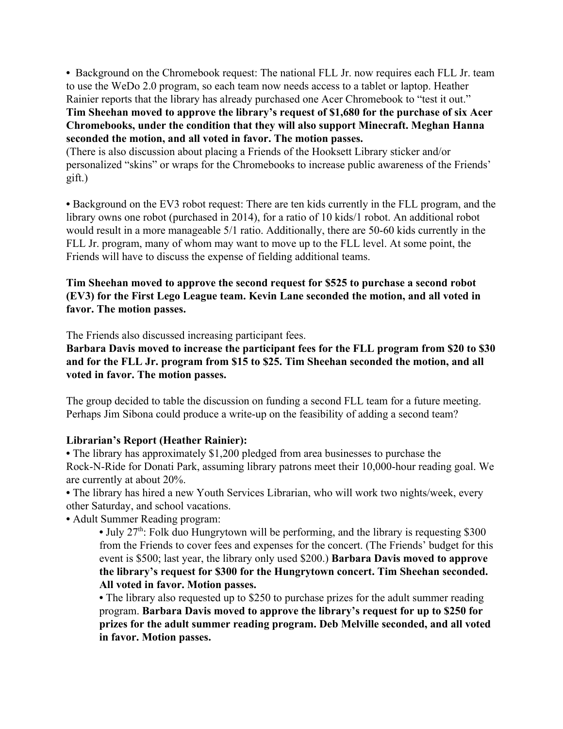• Background on the Chromebook request: The national FLL Jr. now requires each FLL Jr. team to use the WeDo 2.0 program, so each team now needs access to a tablet or laptop. Heather Rainier reports that the library has already purchased one Acer Chromebook to "test it out."
**Tim Sheehan moved to approve the library's request of $1,680 for the purchase of six Acer Chromebooks, under the condition that they will also support Minecraft. Meghan Hanna seconded the motion, and all voted in favor. The motion passes.**
(There is also discussion about placing a Friends of the Hooksett Library sticker and/or personalized "skins" or wraps for the Chromebooks to increase public awareness of the Friends' gift.)

• Background on the EV3 robot request: There are ten kids currently in the FLL program, and the library owns one robot (purchased in 2014), for a ratio of 10 kids/1 robot. An additional robot would result in a more manageable 5/1 ratio. Additionally, there are 50-60 kids currently in the FLL Jr. program, many of whom may want to move up to the FLL level. At some point, the Friends will have to discuss the expense of fielding additional teams.

**Tim Sheehan moved to approve the second request for $525 to purchase a second robot (EV3) for the First Lego League team. Kevin Lane seconded the motion, and all voted in favor. The motion passes.**

The Friends also discussed increasing participant fees.
**Barbara Davis moved to increase the participant fees for the FLL program from $20 to $30 and for the FLL Jr. program from $15 to $25. Tim Sheehan seconded the motion, and all voted in favor. The motion passes.**

The group decided to table the discussion on funding a second FLL team for a future meeting. Perhaps Jim Sibona could produce a write-up on the feasibility of adding a second team?

**Librarian's Report (Heather Rainier):**

• The library has approximately $1,200 pledged from area businesses to purchase the Rock-N-Ride for Donati Park, assuming library patrons meet their 10,000-hour reading goal. We are currently at about 20%.
• The library has hired a new Youth Services Librarian, who will work two nights/week, every other Saturday, and school vacations.
• Adult Summer Reading program:

- July 27th: Folk duo Hungrytown will be performing, and the library is requesting $300 from the Friends to cover fees and expenses for the concert. (The Friends' budget for this event is $500; last year, the library only used $200.) **Barbara Davis moved to approve the library's request for $300 for the Hungrytown concert. Tim Sheehan seconded. All voted in favor. Motion passes.**
- The library also requested up to $250 to purchase prizes for the adult summer reading program. **Barbara Davis moved to approve the library's request for up to $250 for prizes for the adult summer reading program. Deb Melville seconded, and all voted in favor. Motion passes.**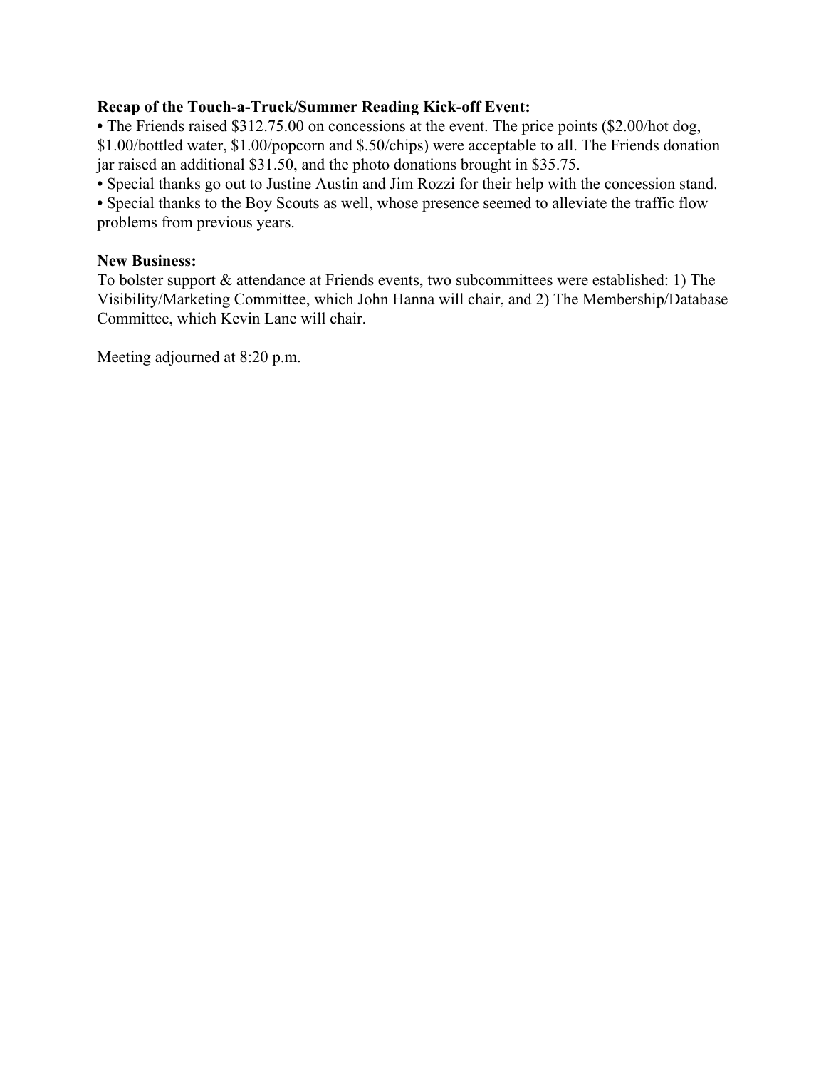**Recap of the Touch-a-Truck/Summer Reading Kick-off Event:**

• The Friends raised $312.75.00 on concessions at the event. The price points ($2.00/hot dog, $1.00/bottled water, $1.00/popcorn and $.50/chips) were acceptable to all. The Friends donation jar raised an additional $31.50, and the photo donations brought in $35.75.
• Special thanks go out to Justine Austin and Jim Rozzi for their help with the concession stand.
• Special thanks to the Boy Scouts as well, whose presence seemed to alleviate the traffic flow problems from previous years.

**New Business:**

To bolster support & attendance at Friends events, two subcommittees were established: 1) The Visibility/Marketing Committee, which John Hanna will chair, and 2) The Membership/Database Committee, which Kevin Lane will chair.

Meeting adjourned at 8:20 p.m.